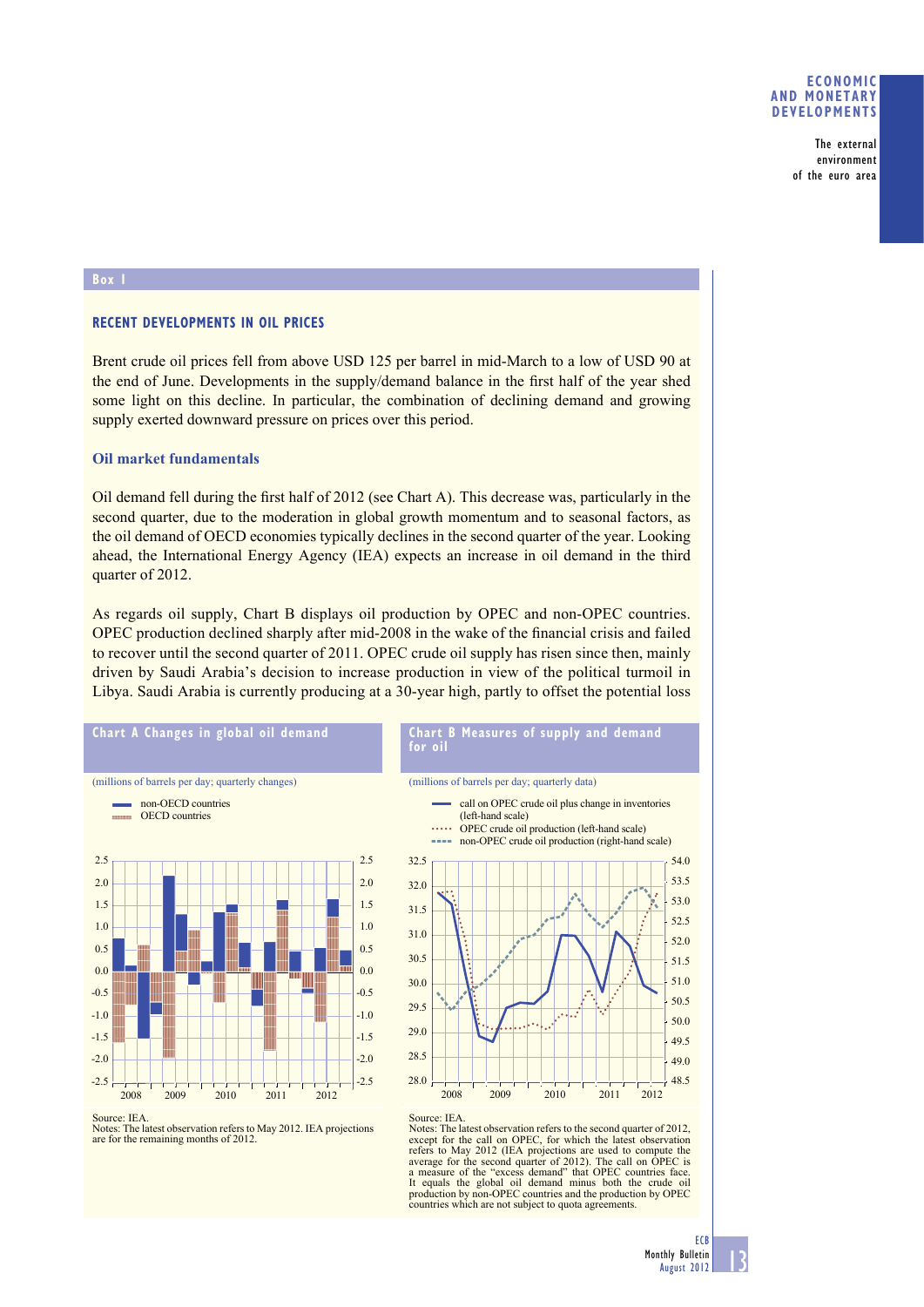## Box 1

### RECENT DEVELOPMENTS IN OIL PRICES

Brent crude oil prices fell from above USD 125 per barrel in mid-March to a low of USD 90 at the end of June. Developments in the supply/demand balance in the first half of the year shed some light on this decline. In particular, the combination of declining demand and growing supply exerted downward pressure on prices over this period.

#### Oil market fundamentals

Oil demand fell during the first half of 2012 (see Chart A). This decrease was, particularly in the second quarter, due to the moderation in global growth momentum and to seasonal factors, as the oil demand of OECD economies typically declines in the second quarter of the year. Looking ahead, the International Energy Agency (IEA) expects an increase in oil demand in the third quarter of 2012.

As regards oil supply, Chart B displays oil production by OPEC and non-OPEC countries. OPEC production declined sharply after mid-2008 in the wake of the financial crisis and failed to recover until the second quarter of 2011. OPEC crude oil supply has risen since then, mainly driven by Saudi Arabia's decision to increase production in view of the political turmoil in Libya. Saudi Arabia is currently producing at a 30-year high, partly to offset the potential loss

**Chart A Changes in global oil demand**

(millions of barrels per day; quarterly changes)

- non-OECD countries
- OECD countries

Source: IEA.
Notes: The latest observation refers to May 2012. IEA projections are for the remaining months of 2012.

**Chart B Measures of supply and demand for oil**

(millions of barrels per day; quarterly data)

- call on OPEC crude oil plus change in inventories (left-hand scale)
- OPEC crude oil production (left-hand scale)
- non-OPEC crude oil production (right-hand scale)

Source: IEA.
Notes: The latest observation refers to the second quarter of 2012, except for the call on OPEC, for which the latest observation refers to May 2012 (IEA projections are used to compute the average for the second quarter of 2012). The call on OPEC is a measure of the "excess demand" that OPEC countries face. It equals the global oil demand minus both the crude oil production by non-OPEC countries and the production by OPEC countries which are not subject to quota agreements.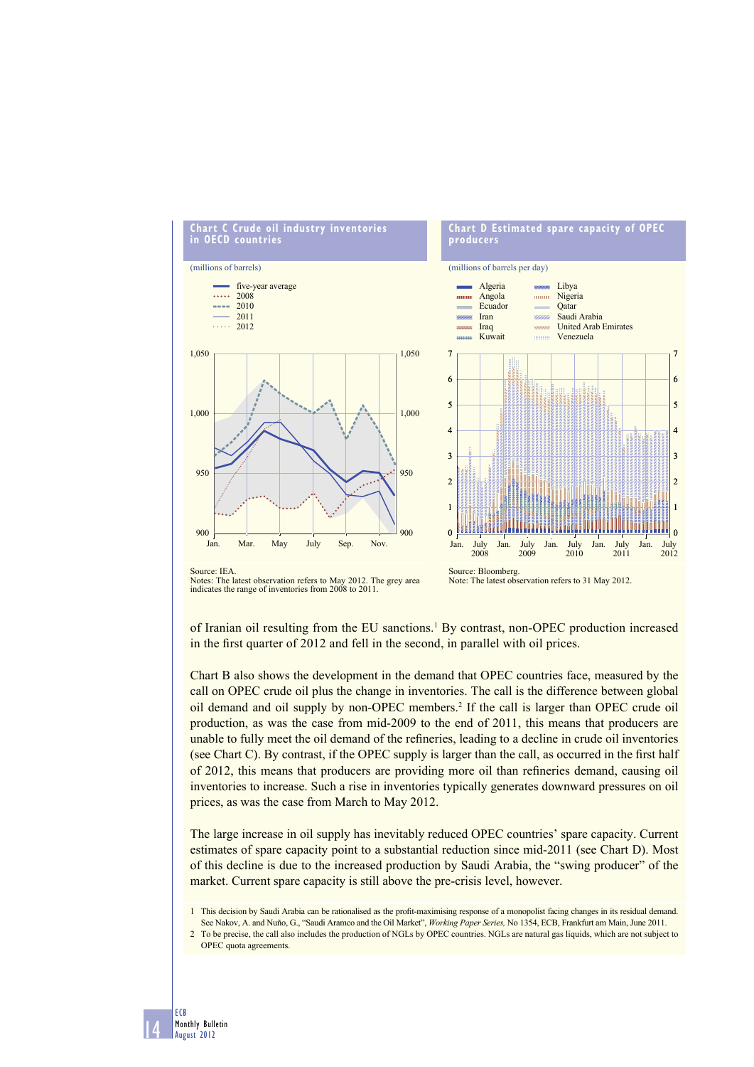**Chart C Crude oil industry inventories in OECD countries**

(millions of barrels)

Source: IEA.
Notes: The latest observation refers to May 2012. The grey area indicates the range of inventories from 2008 to 2011.

**Chart D Estimated spare capacity of OPEC producers**

(millions of barrels per day)

Source: Bloomberg.
Note: The latest observation refers to 31 May 2012.

of Iranian oil resulting from the EU sanctions.[1] By contrast, non-OPEC production increased in the first quarter of 2012 and fell in the second, in parallel with oil prices.

Chart B also shows the development in the demand that OPEC countries face, measured by the call on OPEC crude oil plus the change in inventories. The call is the difference between global oil demand and oil supply by non-OPEC members.[2] If the call is larger than OPEC crude oil production, as was the case from mid-2009 to the end of 2011, this means that producers are unable to fully meet the oil demand of the refineries, leading to a decline in crude oil inventories (see Chart C). By contrast, if the OPEC supply is larger than the call, as occurred in the first half of 2012, this means that producers are providing more oil than refineries demand, causing oil inventories to increase. Such a rise in inventories typically generates downward pressures on oil prices, as was the case from March to May 2012.

The large increase in oil supply has inevitably reduced OPEC countries' spare capacity. Current estimates of spare capacity point to a substantial reduction since mid-2011 (see Chart D). Most of this decline is due to the increased production by Saudi Arabia, the "swing producer" of the market. Current spare capacity is still above the pre-crisis level, however.

1 This decision by Saudi Arabia can be rationalised as the profit-maximising response of a monopolist facing changes in its residual demand. See Nakov, A. and Nuño, G., "Saudi Aramco and the Oil Market", *Working Paper Series*, No 1354, ECB, Frankfurt am Main, June 2011.

2 To be precise, the call also includes the production of NGLs by OPEC countries. NGLs are natural gas liquids, which are not subject to OPEC quota agreements.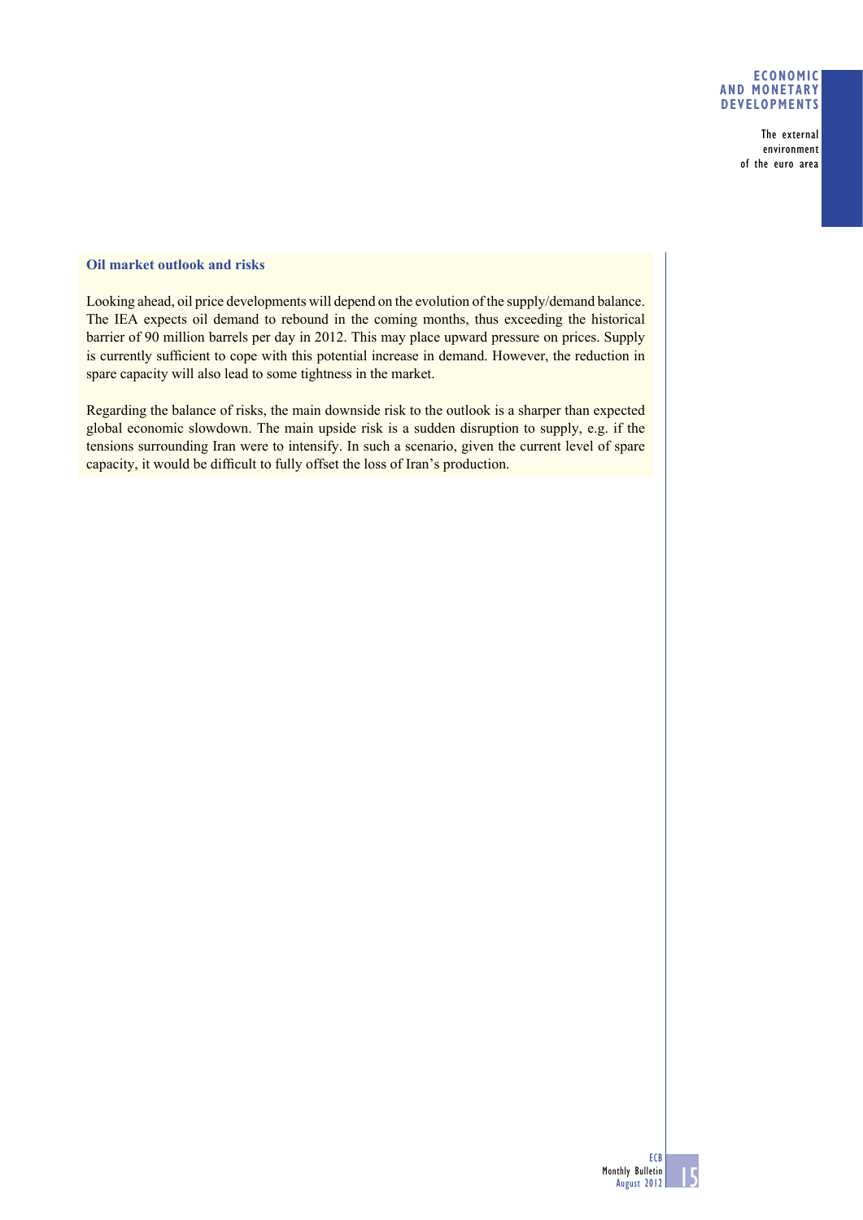**Oil market outlook and risks**

Looking ahead, oil price developments will depend on the evolution of the supply/demand balance. The IEA expects oil demand to rebound in the coming months, thus exceeding the historical barrier of 90 million barrels per day in 2012. This may place upward pressure on prices. Supply is currently sufficient to cope with this potential increase in demand. However, the reduction in spare capacity will also lead to some tightness in the market.

Regarding the balance of risks, the main downside risk to the outlook is a sharper than expected global economic slowdown. The main upside risk is a sudden disruption to supply, e.g. if the tensions surrounding Iran were to intensify. In such a scenario, given the current level of spare capacity, it would be difficult to fully offset the loss of Iran's production.